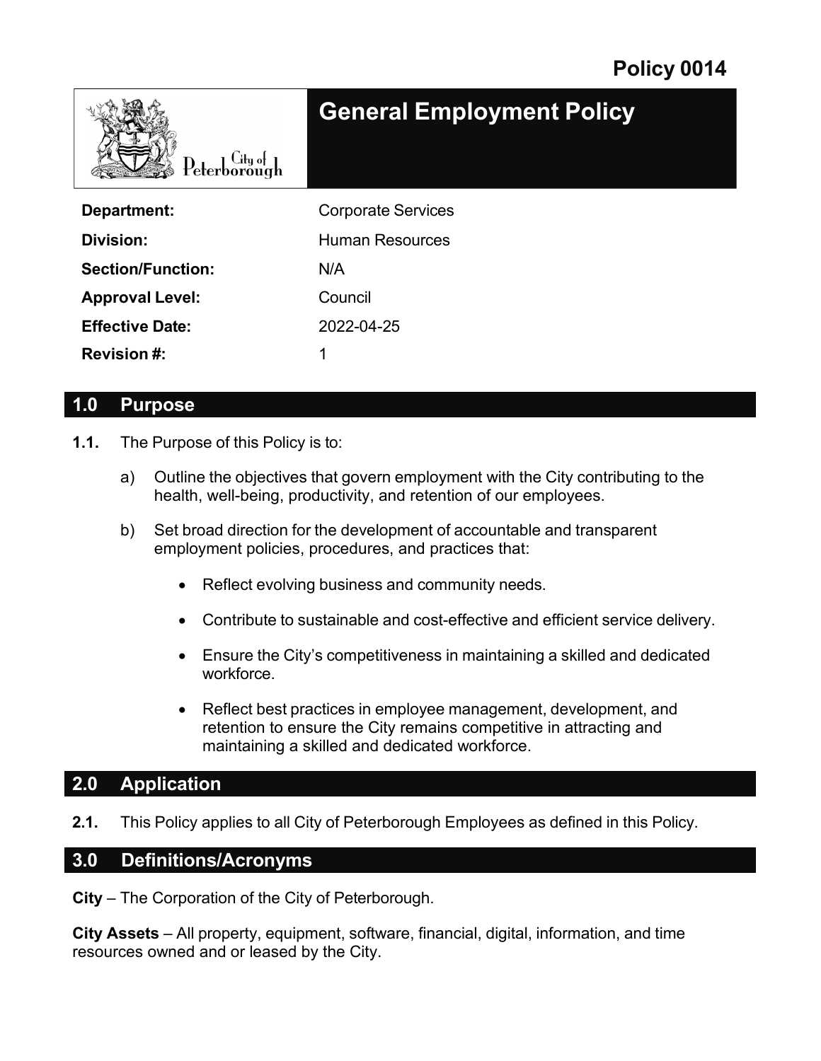Policy 0014

# General Employment Policy

City of Peterborough

| | |
|---|---|
| **Department:** | Corporate Services |
| **Division:** | Human Resources |
| **Section/Function:** | N/A |
| **Approval Level:** | Council |
| **Effective Date:** | 2022-04-25 |
| **Revision #:** | 1 |

## 1.0 Purpose

**1.1.** The Purpose of this Policy is to:

a) Outline the objectives that govern employment with the City contributing to the health, well-being, productivity, and retention of our employees.

b) Set broad direction for the development of accountable and transparent employment policies, procedures, and practices that:

- Reflect evolving business and community needs.
- Contribute to sustainable and cost-effective and efficient service delivery.
- Ensure the City's competitiveness in maintaining a skilled and dedicated workforce.
- Reflect best practices in employee management, development, and retention to ensure the City remains competitive in attracting and maintaining a skilled and dedicated workforce.

## 2.0 Application

**2.1.** This Policy applies to all City of Peterborough Employees as defined in this Policy.

## 3.0 Definitions/Acronyms

**City** – The Corporation of the City of Peterborough.

**City Assets** – All property, equipment, software, financial, digital, information, and time resources owned and or leased by the City.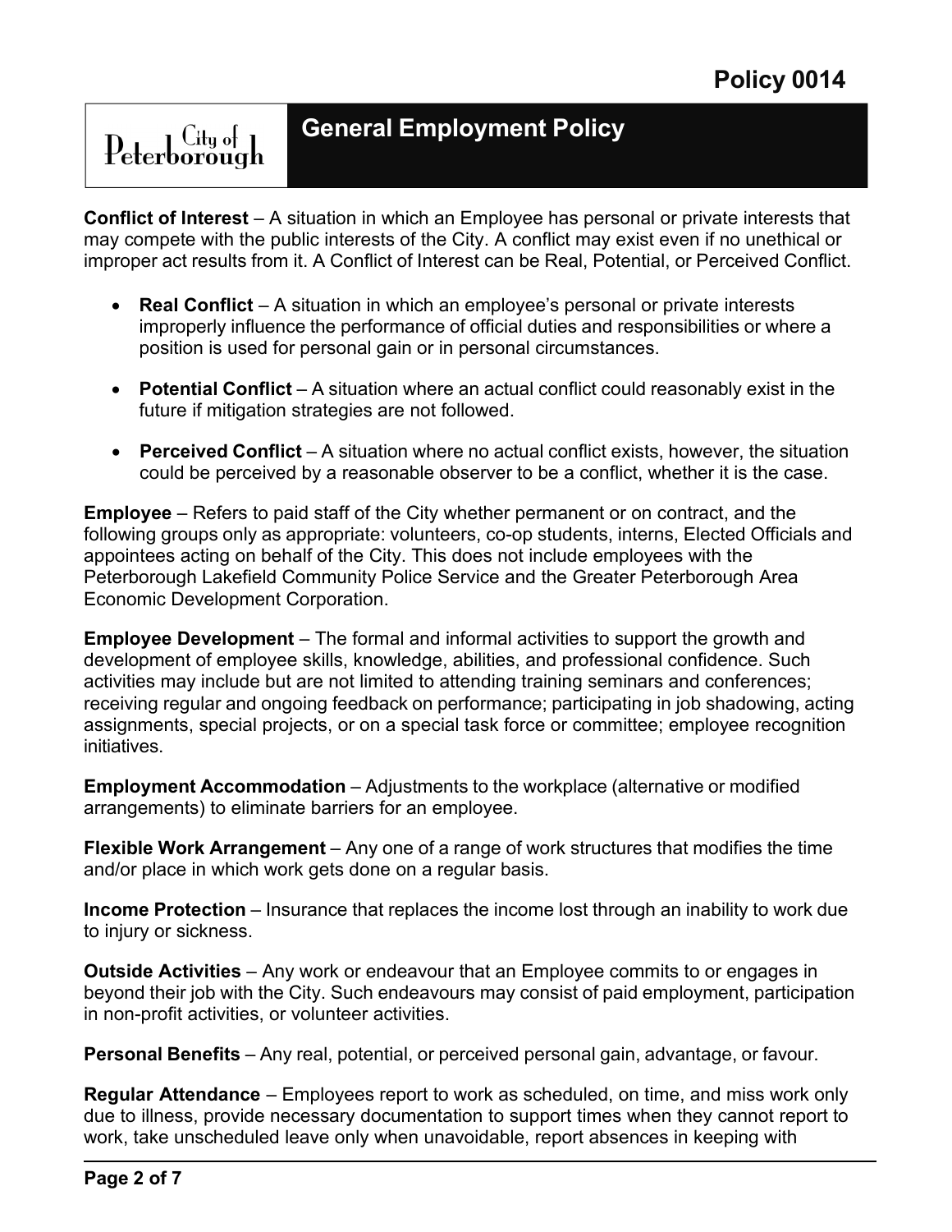**Conflict of Interest** – A situation in which an Employee has personal or private interests that may compete with the public interests of the City. A conflict may exist even if no unethical or improper act results from it. A Conflict of Interest can be Real, Potential, or Perceived Conflict.

- **Real Conflict** – A situation in which an employee's personal or private interests improperly influence the performance of official duties and responsibilities or where a position is used for personal gain or in personal circumstances.
- **Potential Conflict** – A situation where an actual conflict could reasonably exist in the future if mitigation strategies are not followed.
- **Perceived Conflict** – A situation where no actual conflict exists, however, the situation could be perceived by a reasonable observer to be a conflict, whether it is the case.

**Employee** – Refers to paid staff of the City whether permanent or on contract, and the following groups only as appropriate: volunteers, co-op students, interns, Elected Officials and appointees acting on behalf of the City. This does not include employees with the Peterborough Lakefield Community Police Service and the Greater Peterborough Area Economic Development Corporation.

**Employee Development** – The formal and informal activities to support the growth and development of employee skills, knowledge, abilities, and professional confidence. Such activities may include but are not limited to attending training seminars and conferences; receiving regular and ongoing feedback on performance; participating in job shadowing, acting assignments, special projects, or on a special task force or committee; employee recognition initiatives.

**Employment Accommodation** – Adjustments to the workplace (alternative or modified arrangements) to eliminate barriers for an employee.

**Flexible Work Arrangement** – Any one of a range of work structures that modifies the time and/or place in which work gets done on a regular basis.

**Income Protection** – Insurance that replaces the income lost through an inability to work due to injury or sickness.

**Outside Activities** – Any work or endeavour that an Employee commits to or engages in beyond their job with the City. Such endeavours may consist of paid employment, participation in non-profit activities, or volunteer activities.

**Personal Benefits** – Any real, potential, or perceived personal gain, advantage, or favour.

**Regular Attendance** – Employees report to work as scheduled, on time, and miss work only due to illness, provide necessary documentation to support times when they cannot report to work, take unscheduled leave only when unavoidable, report absences in keeping with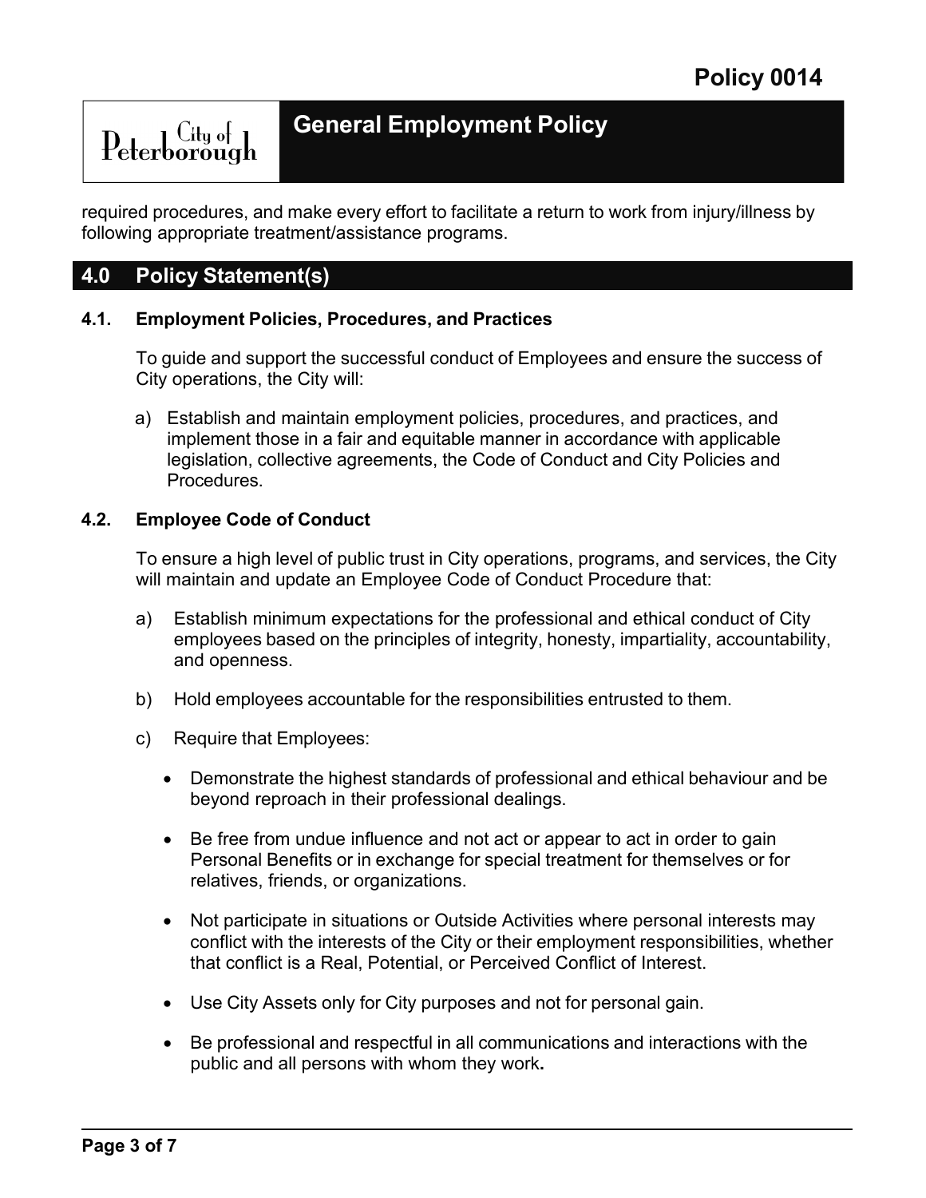required procedures, and make every effort to facilitate a return to work from injury/illness by following appropriate treatment/assistance programs.

## 4.0 Policy Statement(s)

### 4.1. Employment Policies, Procedures, and Practices

To guide and support the successful conduct of Employees and ensure the success of City operations, the City will:

a) Establish and maintain employment policies, procedures, and practices, and implement those in a fair and equitable manner in accordance with applicable legislation, collective agreements, the Code of Conduct and City Policies and Procedures.

### 4.2. Employee Code of Conduct

To ensure a high level of public trust in City operations, programs, and services, the City will maintain and update an Employee Code of Conduct Procedure that:

a) Establish minimum expectations for the professional and ethical conduct of City employees based on the principles of integrity, honesty, impartiality, accountability, and openness.

b) Hold employees accountable for the responsibilities entrusted to them.

c) Require that Employees:

- Demonstrate the highest standards of professional and ethical behaviour and be beyond reproach in their professional dealings.
- Be free from undue influence and not act or appear to act in order to gain Personal Benefits or in exchange for special treatment for themselves or for relatives, friends, or organizations.
- Not participate in situations or Outside Activities where personal interests may conflict with the interests of the City or their employment responsibilities, whether that conflict is a Real, Potential, or Perceived Conflict of Interest.
- Use City Assets only for City purposes and not for personal gain.
- Be professional and respectful in all communications and interactions with the public and all persons with whom they work.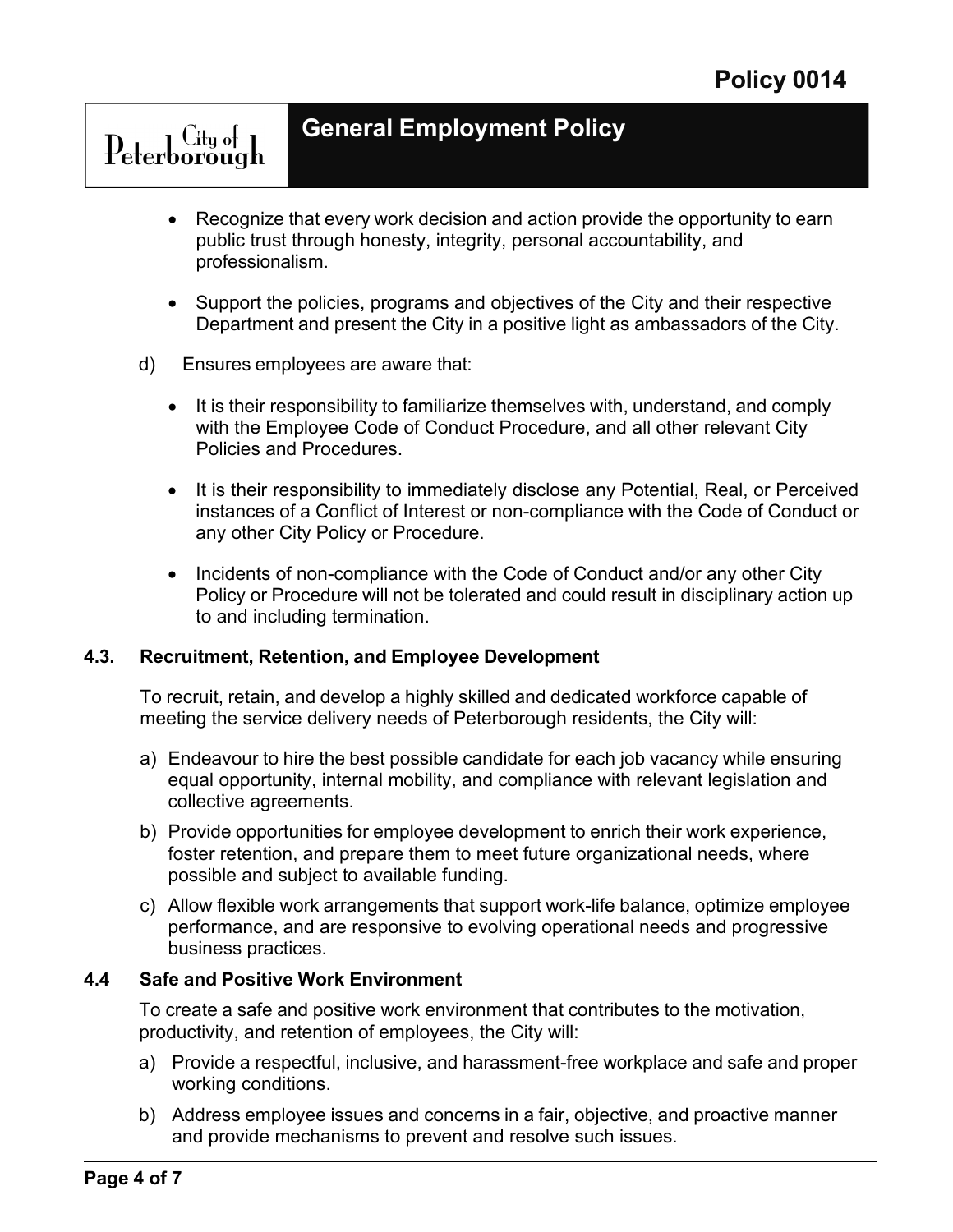- Recognize that every work decision and action provide the opportunity to earn public trust through honesty, integrity, personal accountability, and professionalism.
- Support the policies, programs and objectives of the City and their respective Department and present the City in a positive light as ambassadors of the City.

d) Ensures employees are aware that:

- It is their responsibility to familiarize themselves with, understand, and comply with the Employee Code of Conduct Procedure, and all other relevant City Policies and Procedures.
- It is their responsibility to immediately disclose any Potential, Real, or Perceived instances of a Conflict of Interest or non-compliance with the Code of Conduct or any other City Policy or Procedure.
- Incidents of non-compliance with the Code of Conduct and/or any other City Policy or Procedure will not be tolerated and could result in disciplinary action up to and including termination.

### 4.3. Recruitment, Retention, and Employee Development

To recruit, retain, and develop a highly skilled and dedicated workforce capable of meeting the service delivery needs of Peterborough residents, the City will:

a) Endeavour to hire the best possible candidate for each job vacancy while ensuring equal opportunity, internal mobility, and compliance with relevant legislation and collective agreements.

b) Provide opportunities for employee development to enrich their work experience, foster retention, and prepare them to meet future organizational needs, where possible and subject to available funding.

c) Allow flexible work arrangements that support work-life balance, optimize employee performance, and are responsive to evolving operational needs and progressive business practices.

### 4.4 Safe and Positive Work Environment

To create a safe and positive work environment that contributes to the motivation, productivity, and retention of employees, the City will:

a) Provide a respectful, inclusive, and harassment-free workplace and safe and proper working conditions.

b) Address employee issues and concerns in a fair, objective, and proactive manner and provide mechanisms to prevent and resolve such issues.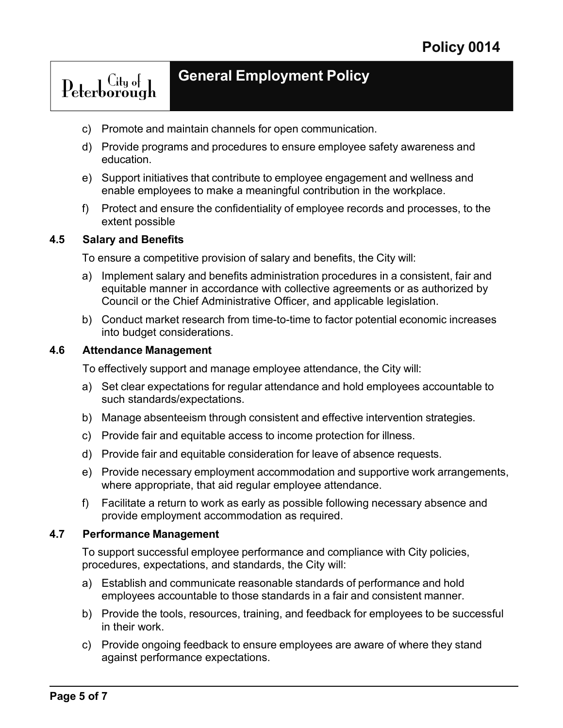c) Promote and maintain channels for open communication.

d) Provide programs and procedures to ensure employee safety awareness and education.

e) Support initiatives that contribute to employee engagement and wellness and enable employees to make a meaningful contribution in the workplace.

f) Protect and ensure the confidentiality of employee records and processes, to the extent possible

### 4.5 Salary and Benefits

To ensure a competitive provision of salary and benefits, the City will:

a) Implement salary and benefits administration procedures in a consistent, fair and equitable manner in accordance with collective agreements or as authorized by Council or the Chief Administrative Officer, and applicable legislation.

b) Conduct market research from time-to-time to factor potential economic increases into budget considerations.

### 4.6 Attendance Management

To effectively support and manage employee attendance, the City will:

a) Set clear expectations for regular attendance and hold employees accountable to such standards/expectations.

b) Manage absenteeism through consistent and effective intervention strategies.

c) Provide fair and equitable access to income protection for illness.

d) Provide fair and equitable consideration for leave of absence requests.

e) Provide necessary employment accommodation and supportive work arrangements, where appropriate, that aid regular employee attendance.

f) Facilitate a return to work as early as possible following necessary absence and provide employment accommodation as required.

### 4.7 Performance Management

To support successful employee performance and compliance with City policies, procedures, expectations, and standards, the City will:

a) Establish and communicate reasonable standards of performance and hold employees accountable to those standards in a fair and consistent manner.

b) Provide the tools, resources, training, and feedback for employees to be successful in their work.

c) Provide ongoing feedback to ensure employees are aware of where they stand against performance expectations.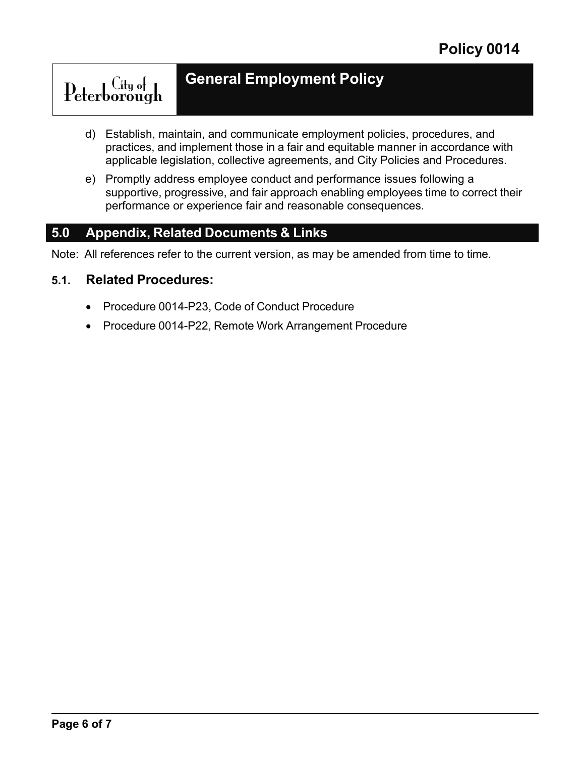d) Establish, maintain, and communicate employment policies, procedures, and practices, and implement those in a fair and equitable manner in accordance with applicable legislation, collective agreements, and City Policies and Procedures.

e) Promptly address employee conduct and performance issues following a supportive, progressive, and fair approach enabling employees time to correct their performance or experience fair and reasonable consequences.

## 5.0 Appendix, Related Documents & Links

Note: All references refer to the current version, as may be amended from time to time.

### 5.1. Related Procedures:

- Procedure 0014-P23, Code of Conduct Procedure
- Procedure 0014-P22, Remote Work Arrangement Procedure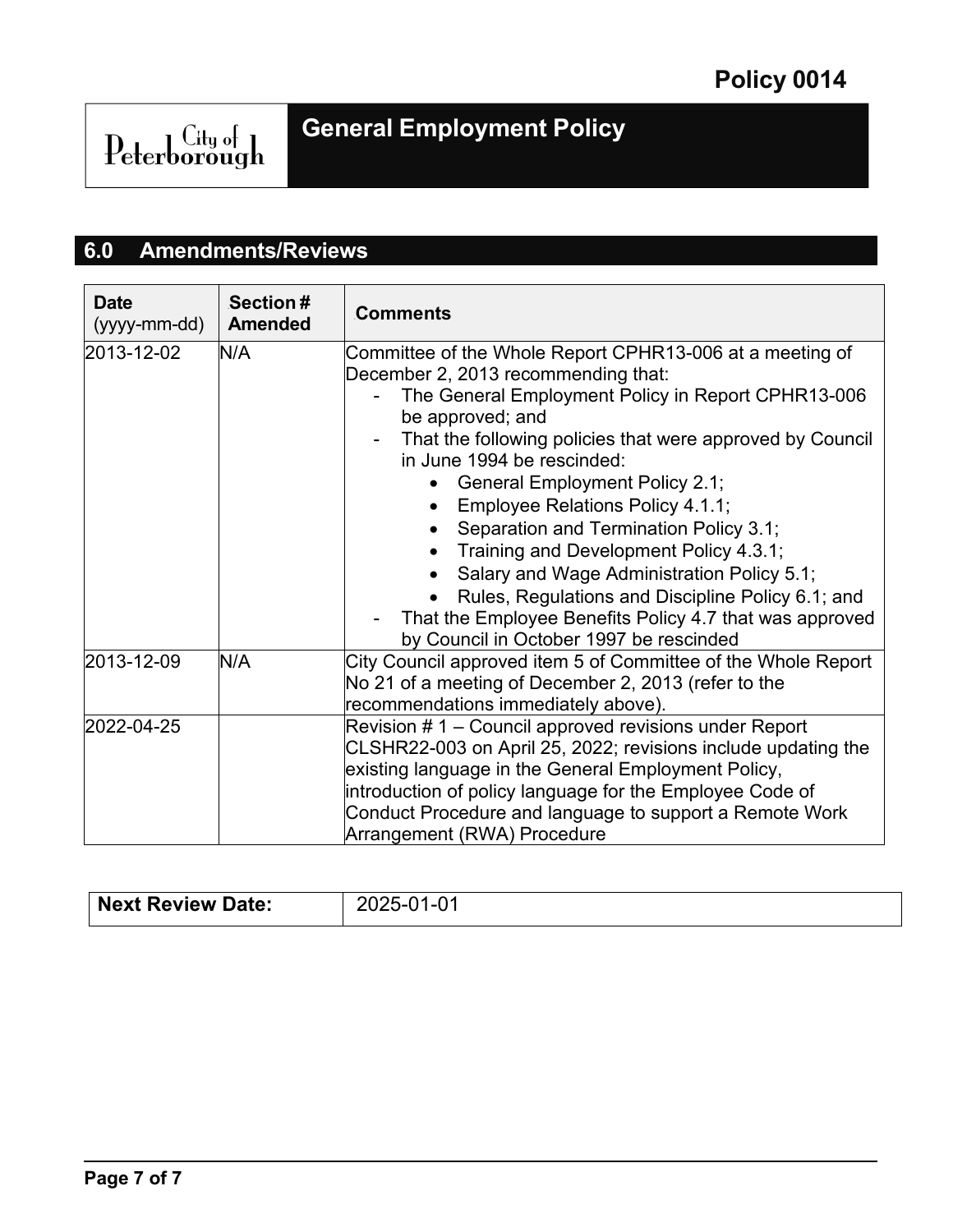## 6.0 Amendments/Reviews

| **Date** (yyyy-mm-dd) | **Section # Amended** | **Comments** |
|---|---|---|
| 2013-12-02 | N/A | Committee of the Whole Report CPHR13-006 at a meeting of December 2, 2013 recommending that:<br>- The General Employment Policy in Report CPHR13-006 be approved; and<br>- That the following policies that were approved by Council in June 1994 be rescinded:<br>• General Employment Policy 2.1;<br>• Employee Relations Policy 4.1.1;<br>• Separation and Termination Policy 3.1;<br>• Training and Development Policy 4.3.1;<br>• Salary and Wage Administration Policy 5.1;<br>• Rules, Regulations and Discipline Policy 6.1; and<br>- That the Employee Benefits Policy 4.7 that was approved by Council in October 1997 be rescinded |
| 2013-12-09 | N/A | City Council approved item 5 of Committee of the Whole Report No 21 of a meeting of December 2, 2013 (refer to the recommendations immediately above). |
| 2022-04-25 | | Revision # 1 – Council approved revisions under Report CLSHR22-003 on April 25, 2022; revisions include updating the existing language in the General Employment Policy, introduction of policy language for the Employee Code of Conduct Procedure and language to support a Remote Work Arrangement (RWA) Procedure |

| | |
|---|---|
| **Next Review Date:** | 2025-01-01 |